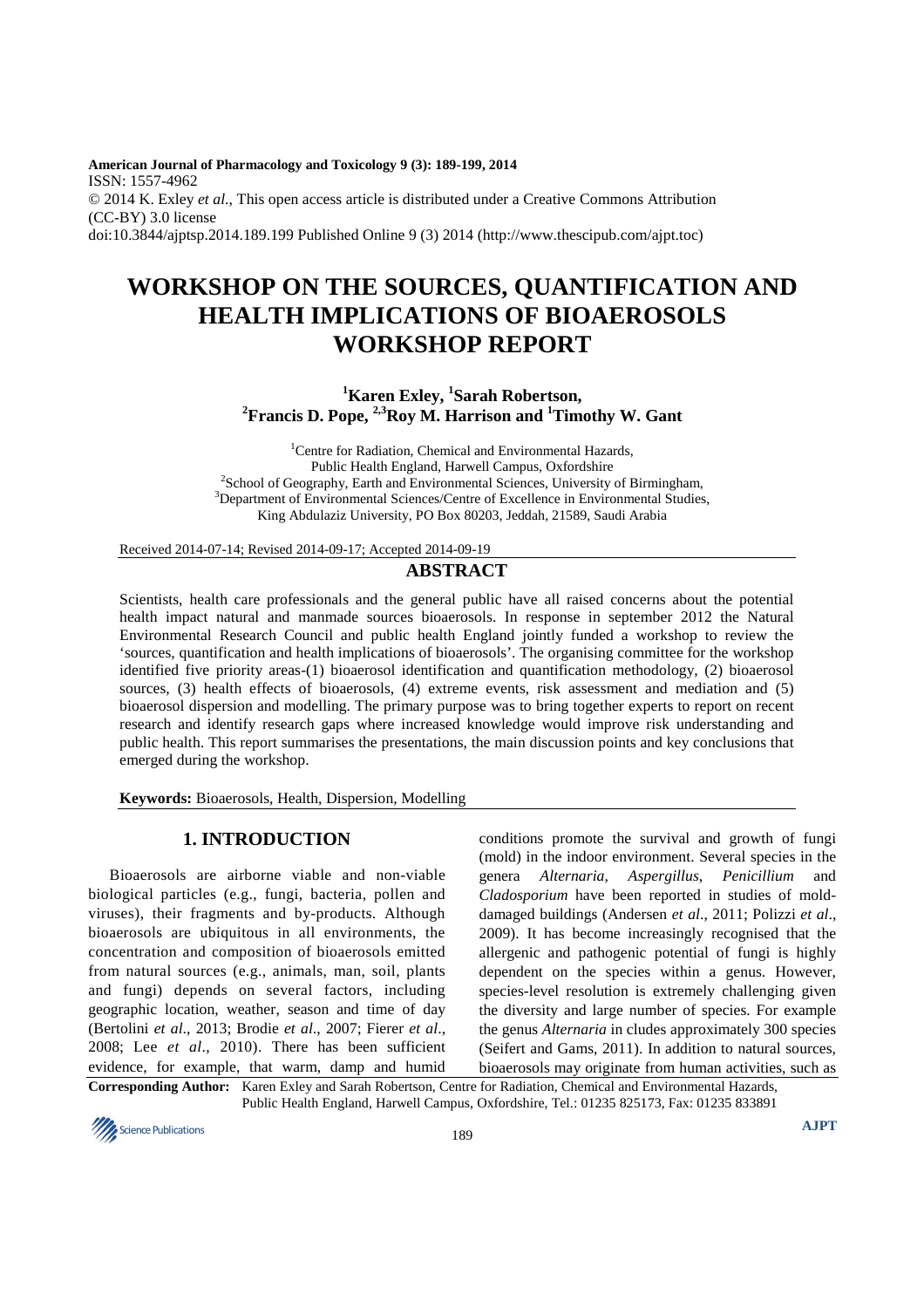American Journal of Pharmacology and Toxicology 9 (3): 189-199, 2014
ISSN: 1557-4962
© 2014 K. Exley *et al*., This open access article is distributed under a Creative Commons Attribution (CC-BY) 3.0 license
doi:10.3844/ajptsp.2014.189.199 Published Online 9 (3) 2014 (http://www.thescipub.com/ajpt.toc)

# WORKSHOP ON THE SOURCES, QUANTIFICATION AND HEALTH IMPLICATIONS OF BIOAEROSOLS WORKSHOP REPORT

**[1]Karen Exley, [1]Sarah Robertson, [2]Francis D. Pope, [2,3]Roy M. Harrison and [1]Timothy W. Gant**

[1]Centre for Radiation, Chemical and Environmental Hazards, Public Health England, Harwell Campus, Oxfordshire
[2]School of Geography, Earth and Environmental Sciences, University of Birmingham,
[3]Department of Environmental Sciences/Centre of Excellence in Environmental Studies, King Abdulaziz University, PO Box 80203, Jeddah, 21589, Saudi Arabia

Received 2014-07-14; Revised 2014-09-17; Accepted 2014-09-19

## ABSTRACT

Scientists, health care professionals and the general public have all raised concerns about the potential health impact natural and manmade sources bioaerosols. In response in september 2012 the Natural Environmental Research Council and public health England jointly funded a workshop to review the 'sources, quantification and health implications of bioaerosols'. The organising committee for the workshop identified five priority areas-(1) bioaerosol identification and quantification methodology, (2) bioaerosol sources, (3) health effects of bioaerosols, (4) extreme events, risk assessment and mediation and (5) bioaerosol dispersion and modelling. The primary purpose was to bring together experts to report on recent research and identify research gaps where increased knowledge would improve risk understanding and public health. This report summarises the presentations, the main discussion points and key conclusions that emerged during the workshop.

**Keywords:** Bioaerosols, Health, Dispersion, Modelling

## 1. INTRODUCTION

Bioaerosols are airborne viable and non-viable biological particles (e.g., fungi, bacteria, pollen and viruses), their fragments and by-products. Although bioaerosols are ubiquitous in all environments, the concentration and composition of bioaerosols emitted from natural sources (e.g., animals, man, soil, plants and fungi) depends on several factors, including geographic location, weather, season and time of day (Bertolini *et al*., 2013; Brodie *et al*., 2007; Fierer *et al*., 2008; Lee *et al*., 2010). There has been sufficient evidence, for example, that warm, damp and humid conditions promote the survival and growth of fungi (mold) in the indoor environment. Several species in the genera *Alternaria*, *Aspergillus*, *Penicillium* and *Cladosporium* have been reported in studies of mold-damaged buildings (Andersen *et al*., 2011; Polizzi *et al*., 2009). It has become increasingly recognised that the allergenic and pathogenic potential of fungi is highly dependent on the species within a genus. However, species-level resolution is extremely challenging given the diversity and large number of species. For example the genus *Alternaria* in cludes approximately 300 species (Seifert and Gams, 2011). In addition to natural sources, bioaerosols may originate from human activities, such as

**Corresponding Author:** Karen Exley and Sarah Robertson, Centre for Radiation, Chemical and Environmental Hazards, Public Health England, Harwell Campus, Oxfordshire, Tel.: 01235 825173, Fax: 01235 833891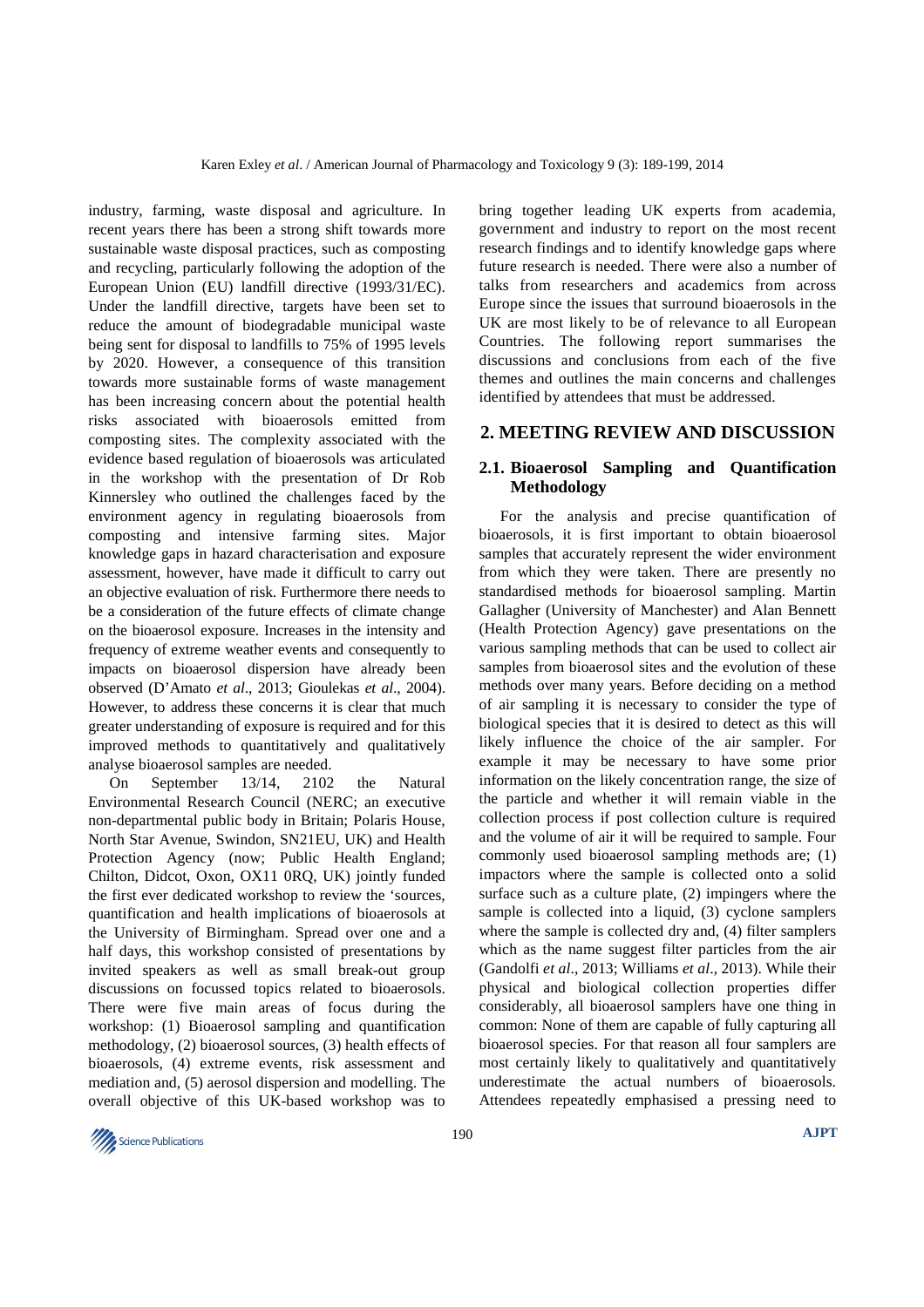industry, farming, waste disposal and agriculture. In recent years there has been a strong shift towards more sustainable waste disposal practices, such as composting and recycling, particularly following the adoption of the European Union (EU) landfill directive (1993/31/EC). Under the landfill directive, targets have been set to reduce the amount of biodegradable municipal waste being sent for disposal to landfills to 75% of 1995 levels by 2020. However, a consequence of this transition towards more sustainable forms of waste management has been increasing concern about the potential health risks associated with bioaerosols emitted from composting sites. The complexity associated with the evidence based regulation of bioaerosols was articulated in the workshop with the presentation of Dr Rob Kinnersley who outlined the challenges faced by the environment agency in regulating bioaerosols from composting and intensive farming sites. Major knowledge gaps in hazard characterisation and exposure assessment, however, have made it difficult to carry out an objective evaluation of risk. Furthermore there needs to be a consideration of the future effects of climate change on the bioaerosol exposure. Increases in the intensity and frequency of extreme weather events and consequently to impacts on bioaerosol dispersion have already been observed (D'Amato *et al*., 2013; Gioulekas *et al*., 2004). However, to address these concerns it is clear that much greater understanding of exposure is required and for this improved methods to quantitatively and qualitatively analyse bioaerosol samples are needed.

On September 13/14, 2102 the Natural Environmental Research Council (NERC; an executive non-departmental public body in Britain; Polaris House, North Star Avenue, Swindon, SN21EU, UK) and Health Protection Agency (now; Public Health England; Chilton, Didcot, Oxon, OX11 0RQ, UK) jointly funded the first ever dedicated workshop to review the 'sources, quantification and health implications of bioaerosols at the University of Birmingham. Spread over one and a half days, this workshop consisted of presentations by invited speakers as well as small break-out group discussions on focussed topics related to bioaerosols. There were five main areas of focus during the workshop: (1) Bioaerosol sampling and quantification methodology, (2) bioaerosol sources, (3) health effects of bioaerosols, (4) extreme events, risk assessment and mediation and, (5) aerosol dispersion and modelling. The overall objective of this UK-based workshop was to bring together leading UK experts from academia, government and industry to report on the most recent research findings and to identify knowledge gaps where future research is needed. There were also a number of talks from researchers and academics from across Europe since the issues that surround bioaerosols in the UK are most likely to be of relevance to all European Countries. The following report summarises the discussions and conclusions from each of the five themes and outlines the main concerns and challenges identified by attendees that must be addressed.

## 2. MEETING REVIEW AND DISCUSSION

### 2.1. Bioaerosol Sampling and Quantification Methodology

For the analysis and precise quantification of bioaerosols, it is first important to obtain bioaerosol samples that accurately represent the wider environment from which they were taken. There are presently no standardised methods for bioaerosol sampling. Martin Gallagher (University of Manchester) and Alan Bennett (Health Protection Agency) gave presentations on the various sampling methods that can be used to collect air samples from bioaerosol sites and the evolution of these methods over many years. Before deciding on a method of air sampling it is necessary to consider the type of biological species that it is desired to detect as this will likely influence the choice of the air sampler. For example it may be necessary to have some prior information on the likely concentration range, the size of the particle and whether it will remain viable in the collection process if post collection culture is required and the volume of air it will be required to sample. Four commonly used bioaerosol sampling methods are; (1) impactors where the sample is collected onto a solid surface such as a culture plate, (2) impingers where the sample is collected into a liquid, (3) cyclone samplers where the sample is collected dry and, (4) filter samplers which as the name suggest filter particles from the air (Gandolfi *et al*., 2013; Williams *et al*., 2013). While their physical and biological collection properties differ considerably, all bioaerosol samplers have one thing in common: None of them are capable of fully capturing all bioaerosol species. For that reason all four samplers are most certainly likely to qualitatively and quantitatively underestimate the actual numbers of bioaerosols. Attendees repeatedly emphasised a pressing need to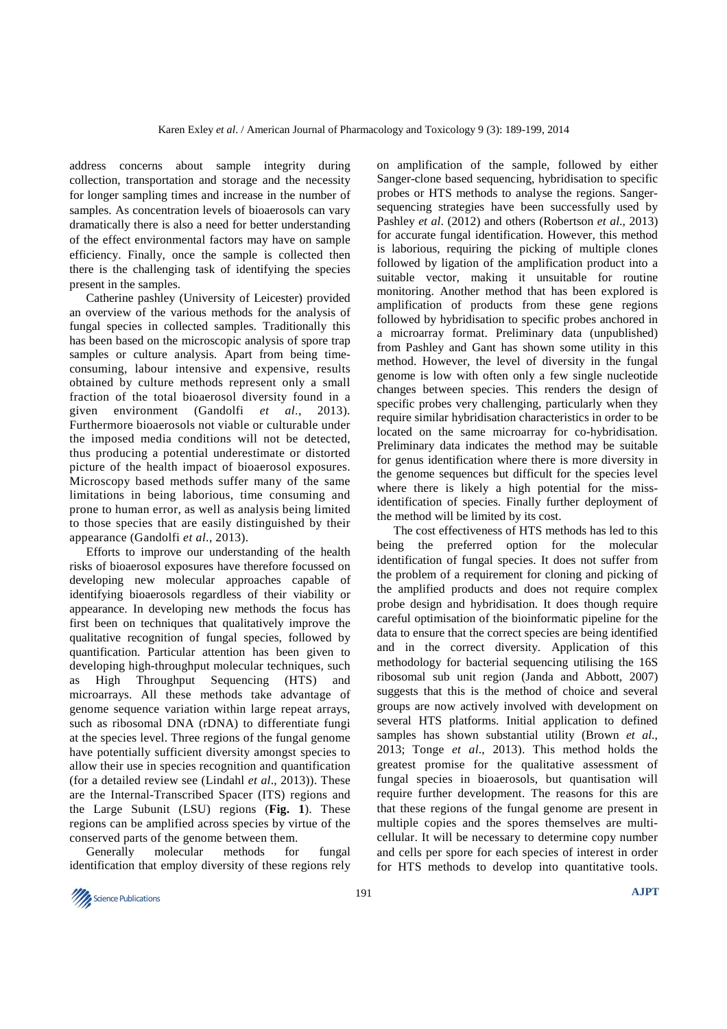address concerns about sample integrity during collection, transportation and storage and the necessity for longer sampling times and increase in the number of samples. As concentration levels of bioaerosols can vary dramatically there is also a need for better understanding of the effect environmental factors may have on sample efficiency. Finally, once the sample is collected then there is the challenging task of identifying the species present in the samples.

Catherine pashley (University of Leicester) provided an overview of the various methods for the analysis of fungal species in collected samples. Traditionally this has been based on the microscopic analysis of spore trap samples or culture analysis. Apart from being time-consuming, labour intensive and expensive, results obtained by culture methods represent only a small fraction of the total bioaerosol diversity found in a given environment (Gandolfi *et al*., 2013). Furthermore bioaerosols not viable or culturable under the imposed media conditions will not be detected, thus producing a potential underestimate or distorted picture of the health impact of bioaerosol exposures. Microscopy based methods suffer many of the same limitations in being laborious, time consuming and prone to human error, as well as analysis being limited to those species that are easily distinguished by their appearance (Gandolfi *et al*., 2013).

Efforts to improve our understanding of the health risks of bioaerosol exposures have therefore focussed on developing new molecular approaches capable of identifying bioaerosols regardless of their viability or appearance. In developing new methods the focus has first been on techniques that qualitatively improve the qualitative recognition of fungal species, followed by quantification. Particular attention has been given to developing high-throughput molecular techniques, such as High Throughput Sequencing (HTS) and microarrays. All these methods take advantage of genome sequence variation within large repeat arrays, such as ribosomal DNA (rDNA) to differentiate fungi at the species level. Three regions of the fungal genome have potentially sufficient diversity amongst species to allow their use in species recognition and quantification (for a detailed review see (Lindahl *et al*., 2013)). These are the Internal-Transcribed Spacer (ITS) regions and the Large Subunit (LSU) regions (**Fig. 1**). These regions can be amplified across species by virtue of the conserved parts of the genome between them.

Generally molecular methods for fungal identification that employ diversity of these regions rely on amplification of the sample, followed by either Sanger-clone based sequencing, hybridisation to specific probes or HTS methods to analyse the regions. Sanger-sequencing strategies have been successfully used by Pashley *et al*. (2012) and others (Robertson *et al*., 2013) for accurate fungal identification. However, this method is laborious, requiring the picking of multiple clones followed by ligation of the amplification product into a suitable vector, making it unsuitable for routine monitoring. Another method that has been explored is amplification of products from these gene regions followed by hybridisation to specific probes anchored in a microarray format. Preliminary data (unpublished) from Pashley and Gant has shown some utility in this method. However, the level of diversity in the fungal genome is low with often only a few single nucleotide changes between species. This renders the design of specific probes very challenging, particularly when they require similar hybridisation characteristics in order to be located on the same microarray for co-hybridisation. Preliminary data indicates the method may be suitable for genus identification where there is more diversity in the genome sequences but difficult for the species level where there is likely a high potential for the miss-identification of species. Finally further deployment of the method will be limited by its cost.

The cost effectiveness of HTS methods has led to this being the preferred option for the molecular identification of fungal species. It does not suffer from the problem of a requirement for cloning and picking of the amplified products and does not require complex probe design and hybridisation. It does though require careful optimisation of the bioinformatic pipeline for the data to ensure that the correct species are being identified and in the correct diversity. Application of this methodology for bacterial sequencing utilising the 16S ribosomal sub unit region (Janda and Abbott, 2007) suggests that this is the method of choice and several groups are now actively involved with development on several HTS platforms. Initial application to defined samples has shown substantial utility (Brown *et al*., 2013; Tonge *et al*., 2013). This method holds the greatest promise for the qualitative assessment of fungal species in bioaerosols, but quantisation will require further development. The reasons for this are that these regions of the fungal genome are present in multiple copies and the spores themselves are multi-cellular. It will be necessary to determine copy number and cells per spore for each species of interest in order for HTS methods to develop into quantitative tools.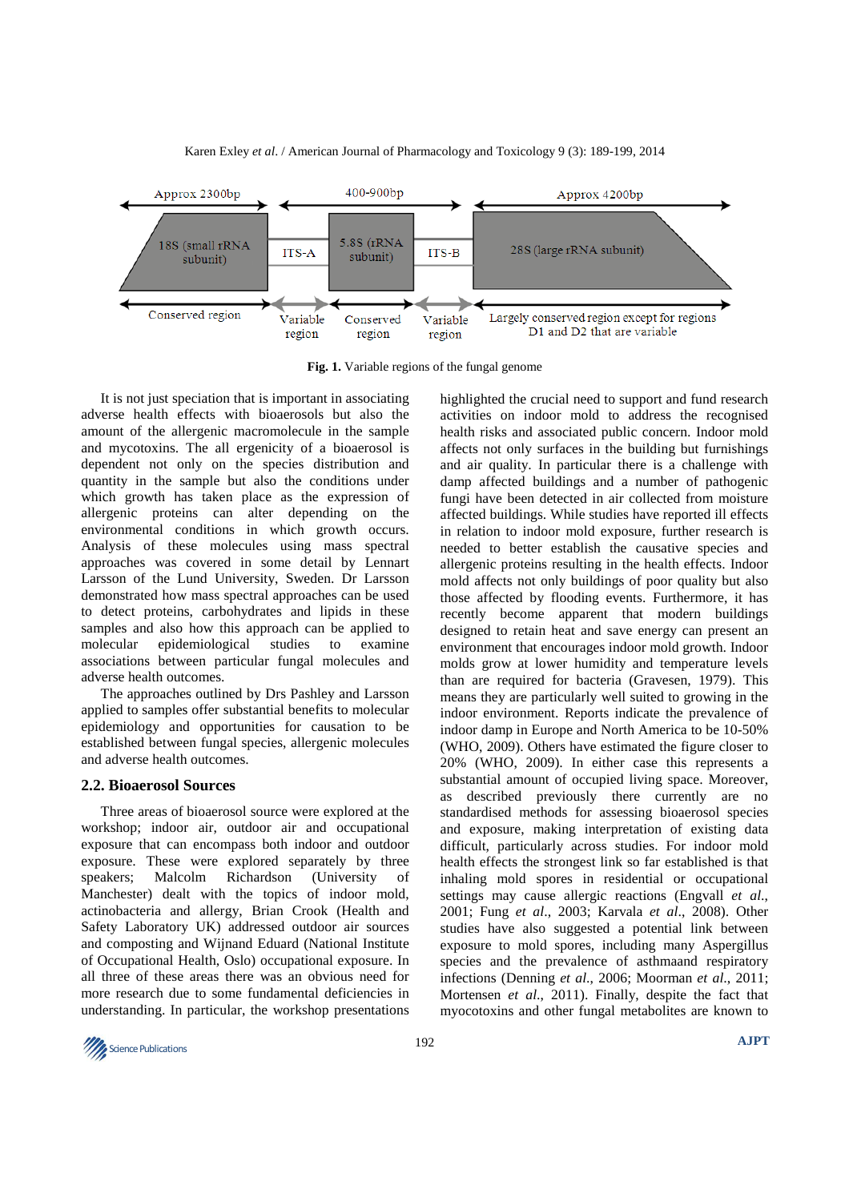Fig. 1. Variable regions of the fungal genome

It is not just speciation that is important in associating adverse health effects with bioaerosols but also the amount of the allergenic macromolecule in the sample and mycotoxins. The all ergenicity of a bioaerosol is dependent not only on the species distribution and quantity in the sample but also the conditions under which growth has taken place as the expression of allergenic proteins can alter depending on the environmental conditions in which growth occurs. Analysis of these molecules using mass spectral approaches was covered in some detail by Lennart Larsson of the Lund University, Sweden. Dr Larsson demonstrated how mass spectral approaches can be used to detect proteins, carbohydrates and lipids in these samples and also how this approach can be applied to molecular epidemiological studies to examine associations between particular fungal molecules and adverse health outcomes.

The approaches outlined by Drs Pashley and Larsson applied to samples offer substantial benefits to molecular epidemiology and opportunities for causation to be established between fungal species, allergenic molecules and adverse health outcomes.

## 2.2. Bioaerosol Sources

Three areas of bioaerosol source were explored at the workshop; indoor air, outdoor air and occupational exposure that can encompass both indoor and outdoor exposure. These were explored separately by three speakers; Malcolm Richardson (University of Manchester) dealt with the topics of indoor mold, actinobacteria and allergy, Brian Crook (Health and Safety Laboratory UK) addressed outdoor air sources and composting and Wijnand Eduard (National Institute of Occupational Health, Oslo) occupational exposure. In all three of these areas there was an obvious need for more research due to some fundamental deficiencies in understanding. In particular, the workshop presentations highlighted the crucial need to support and fund research activities on indoor mold to address the recognised health risks and associated public concern. Indoor mold affects not only surfaces in the building but furnishings and air quality. In particular there is a challenge with damp affected buildings and a number of pathogenic fungi have been detected in air collected from moisture affected buildings. While studies have reported ill effects in relation to indoor mold exposure, further research is needed to better establish the causative species and allergenic proteins resulting in the health effects. Indoor mold affects not only buildings of poor quality but also those affected by flooding events. Furthermore, it has recently become apparent that modern buildings designed to retain heat and save energy can present an environment that encourages indoor mold growth. Indoor molds grow at lower humidity and temperature levels than are required for bacteria (Gravesen, 1979). This means they are particularly well suited to growing in the indoor environment. Reports indicate the prevalence of indoor damp in Europe and North America to be 10-50% (WHO, 2009). Others have estimated the figure closer to 20% (WHO, 2009). In either case this represents a substantial amount of occupied living space. Moreover, as described previously there currently are no standardised methods for assessing bioaerosol species and exposure, making interpretation of existing data difficult, particularly across studies. For indoor mold health effects the strongest link so far established is that inhaling mold spores in residential or occupational settings may cause allergic reactions (Engvall *et al*., 2001; Fung *et al*., 2003; Karvala *et al*., 2008). Other studies have also suggested a potential link between exposure to mold spores, including many Aspergillus species and the prevalence of asthmaand respiratory infections (Denning *et al*., 2006; Moorman *et al*., 2011; Mortensen *et al*., 2011). Finally, despite the fact that myocotoxins and other fungal metabolites are known to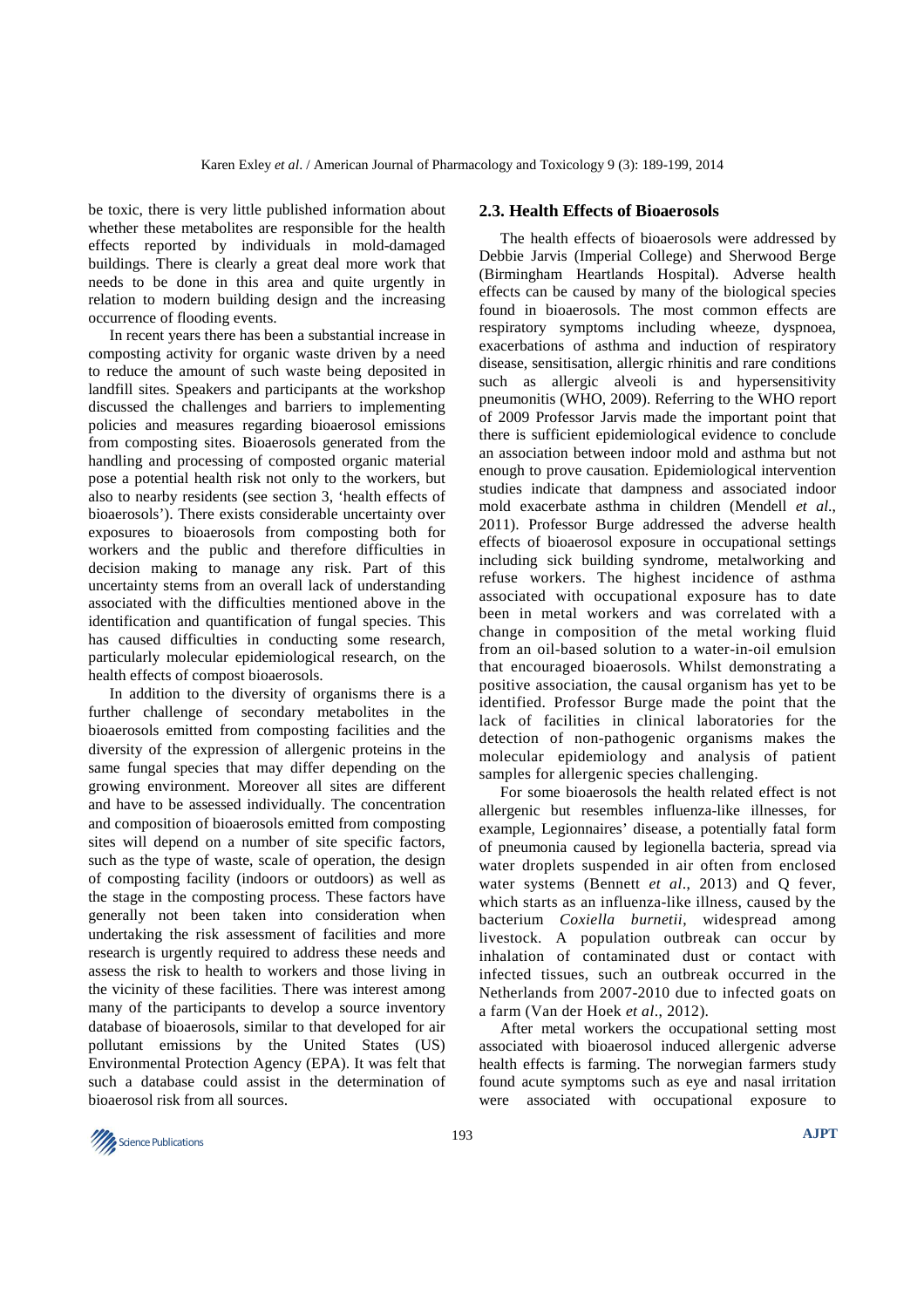be toxic, there is very little published information about whether these metabolites are responsible for the health effects reported by individuals in mold-damaged buildings. There is clearly a great deal more work that needs to be done in this area and quite urgently in relation to modern building design and the increasing occurrence of flooding events.

In recent years there has been a substantial increase in composting activity for organic waste driven by a need to reduce the amount of such waste being deposited in landfill sites. Speakers and participants at the workshop discussed the challenges and barriers to implementing policies and measures regarding bioaerosol emissions from composting sites. Bioaerosols generated from the handling and processing of composted organic material pose a potential health risk not only to the workers, but also to nearby residents (see section 3, 'health effects of bioaerosols'). There exists considerable uncertainty over exposures to bioaerosols from composting both for workers and the public and therefore difficulties in decision making to manage any risk. Part of this uncertainty stems from an overall lack of understanding associated with the difficulties mentioned above in the identification and quantification of fungal species. This has caused difficulties in conducting some research, particularly molecular epidemiological research, on the health effects of compost bioaerosols.

In addition to the diversity of organisms there is a further challenge of secondary metabolites in the bioaerosols emitted from composting facilities and the diversity of the expression of allergenic proteins in the same fungal species that may differ depending on the growing environment. Moreover all sites are different and have to be assessed individually. The concentration and composition of bioaerosols emitted from composting sites will depend on a number of site specific factors, such as the type of waste, scale of operation, the design of composting facility (indoors or outdoors) as well as the stage in the composting process. These factors have generally not been taken into consideration when undertaking the risk assessment of facilities and more research is urgently required to address these needs and assess the risk to health to workers and those living in the vicinity of these facilities. There was interest among many of the participants to develop a source inventory database of bioaerosols, similar to that developed for air pollutant emissions by the United States (US) Environmental Protection Agency (EPA). It was felt that such a database could assist in the determination of bioaerosol risk from all sources.

## 2.3. Health Effects of Bioaerosols

The health effects of bioaerosols were addressed by Debbie Jarvis (Imperial College) and Sherwood Berge (Birmingham Heartlands Hospital). Adverse health effects can be caused by many of the biological species found in bioaerosols. The most common effects are respiratory symptoms including wheeze, dyspnoea, exacerbations of asthma and induction of respiratory disease, sensitisation, allergic rhinitis and rare conditions such as allergic alveoli is and hypersensitivity pneumonitis (WHO, 2009). Referring to the WHO report of 2009 Professor Jarvis made the important point that there is sufficient epidemiological evidence to conclude an association between indoor mold and asthma but not enough to prove causation. Epidemiological intervention studies indicate that dampness and associated indoor mold exacerbate asthma in children (Mendell *et al*., 2011). Professor Burge addressed the adverse health effects of bioaerosol exposure in occupational settings including sick building syndrome, metalworking and refuse workers. The highest incidence of asthma associated with occupational exposure has to date been in metal workers and was correlated with a change in composition of the metal working fluid from an oil-based solution to a water-in-oil emulsion that encouraged bioaerosols. Whilst demonstrating a positive association, the causal organism has yet to be identified. Professor Burge made the point that the lack of facilities in clinical laboratories for the detection of non-pathogenic organisms makes the molecular epidemiology and analysis of patient samples for allergenic species challenging.

For some bioaerosols the health related effect is not allergenic but resembles influenza-like illnesses, for example, Legionnaires' disease, a potentially fatal form of pneumonia caused by legionella bacteria, spread via water droplets suspended in air often from enclosed water systems (Bennett *et al*., 2013) and Q fever, which starts as an influenza-like illness, caused by the bacterium *Coxiella burnetii*, widespread among livestock. A population outbreak can occur by inhalation of contaminated dust or contact with infected tissues, such an outbreak occurred in the Netherlands from 2007-2010 due to infected goats on a farm (Van der Hoek *et al*., 2012).

After metal workers the occupational setting most associated with bioaerosol induced allergenic adverse health effects is farming. The norwegian farmers study found acute symptoms such as eye and nasal irritation were associated with occupational exposure to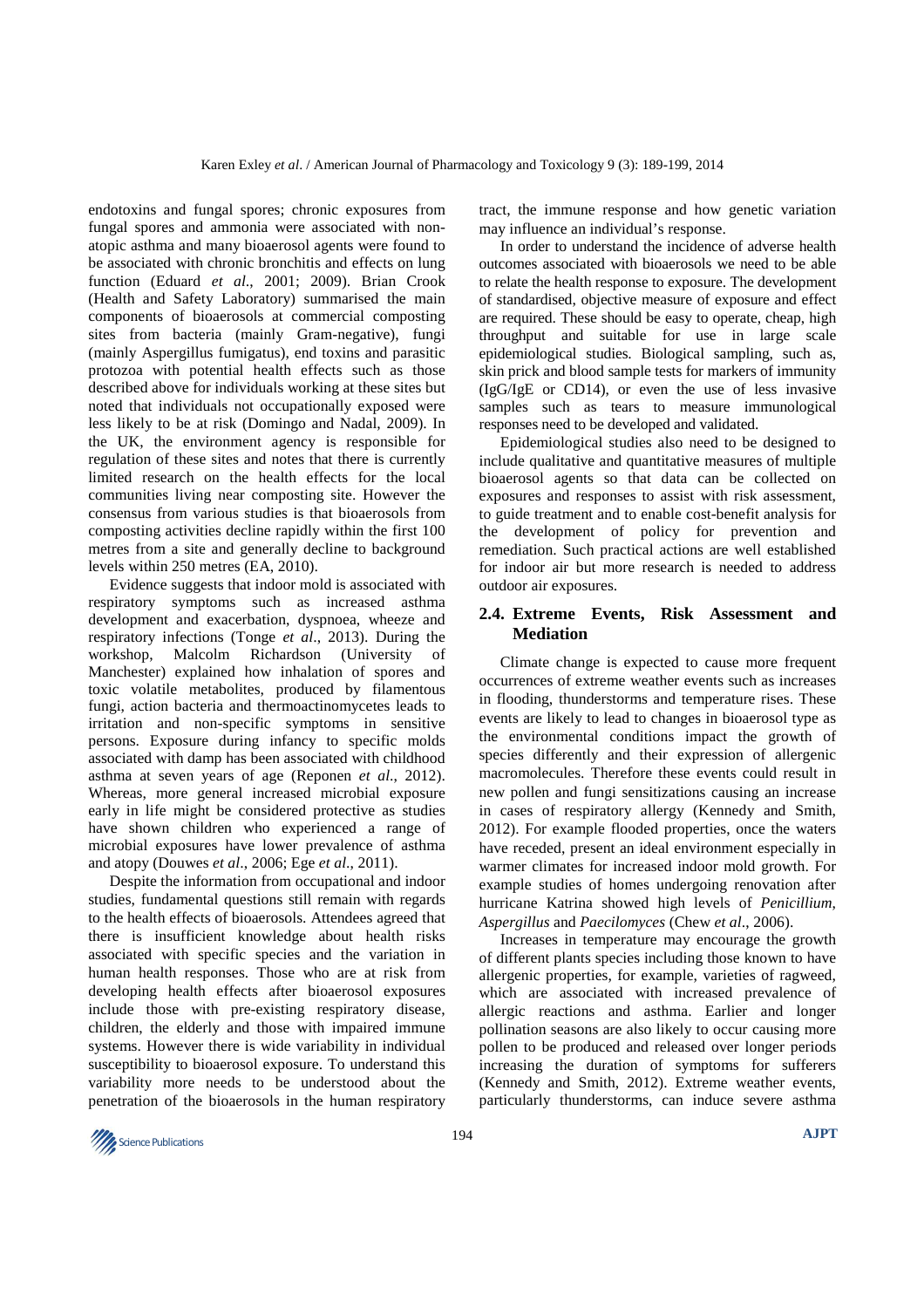endotoxins and fungal spores; chronic exposures from fungal spores and ammonia were associated with non-atopic asthma and many bioaerosol agents were found to be associated with chronic bronchitis and effects on lung function (Eduard *et al*., 2001; 2009). Brian Crook (Health and Safety Laboratory) summarised the main components of bioaerosols at commercial composting sites from bacteria (mainly Gram-negative), fungi (mainly Aspergillus fumigatus), end toxins and parasitic protozoa with potential health effects such as those described above for individuals working at these sites but noted that individuals not occupationally exposed were less likely to be at risk (Domingo and Nadal, 2009). In the UK, the environment agency is responsible for regulation of these sites and notes that there is currently limited research on the health effects for the local communities living near composting site. However the consensus from various studies is that bioaerosols from composting activities decline rapidly within the first 100 metres from a site and generally decline to background levels within 250 metres (EA, 2010).

Evidence suggests that indoor mold is associated with respiratory symptoms such as increased asthma development and exacerbation, dyspnoea, wheeze and respiratory infections (Tonge *et al*., 2013). During the workshop, Malcolm Richardson (University of Manchester) explained how inhalation of spores and toxic volatile metabolites, produced by filamentous fungi, action bacteria and thermoactinomycetes leads to irritation and non-specific symptoms in sensitive persons. Exposure during infancy to specific molds associated with damp has been associated with childhood asthma at seven years of age (Reponen *et al*., 2012). Whereas, more general increased microbial exposure early in life might be considered protective as studies have shown children who experienced a range of microbial exposures have lower prevalence of asthma and atopy (Douwes *et al*., 2006; Ege *et al*., 2011).

Despite the information from occupational and indoor studies, fundamental questions still remain with regards to the health effects of bioaerosols. Attendees agreed that there is insufficient knowledge about health risks associated with specific species and the variation in human health responses. Those who are at risk from developing health effects after bioaerosol exposures include those with pre-existing respiratory disease, children, the elderly and those with impaired immune systems. However there is wide variability in individual susceptibility to bioaerosol exposure. To understand this variability more needs to be understood about the penetration of the bioaerosols in the human respiratory tract, the immune response and how genetic variation may influence an individual's response.

In order to understand the incidence of adverse health outcomes associated with bioaerosols we need to be able to relate the health response to exposure. The development of standardised, objective measure of exposure and effect are required. These should be easy to operate, cheap, high throughput and suitable for use in large scale epidemiological studies. Biological sampling, such as, skin prick and blood sample tests for markers of immunity (IgG/IgE or CD14), or even the use of less invasive samples such as tears to measure immunological responses need to be developed and validated.

Epidemiological studies also need to be designed to include qualitative and quantitative measures of multiple bioaerosol agents so that data can be collected on exposures and responses to assist with risk assessment, to guide treatment and to enable cost-benefit analysis for the development of policy for prevention and remediation. Such practical actions are well established for indoor air but more research is needed to address outdoor air exposures.

## 2.4. Extreme Events, Risk Assessment and Mediation

Climate change is expected to cause more frequent occurrences of extreme weather events such as increases in flooding, thunderstorms and temperature rises. These events are likely to lead to changes in bioaerosol type as the environmental conditions impact the growth of species differently and their expression of allergenic macromolecules. Therefore these events could result in new pollen and fungi sensitizations causing an increase in cases of respiratory allergy (Kennedy and Smith, 2012). For example flooded properties, once the waters have receded, present an ideal environment especially in warmer climates for increased indoor mold growth. For example studies of homes undergoing renovation after hurricane Katrina showed high levels of *Penicillium*, *Aspergillus* and *Paecilomyces* (Chew *et al*., 2006).

Increases in temperature may encourage the growth of different plants species including those known to have allergenic properties, for example, varieties of ragweed, which are associated with increased prevalence of allergic reactions and asthma. Earlier and longer pollination seasons are also likely to occur causing more pollen to be produced and released over longer periods increasing the duration of symptoms for sufferers (Kennedy and Smith, 2012). Extreme weather events, particularly thunderstorms, can induce severe asthma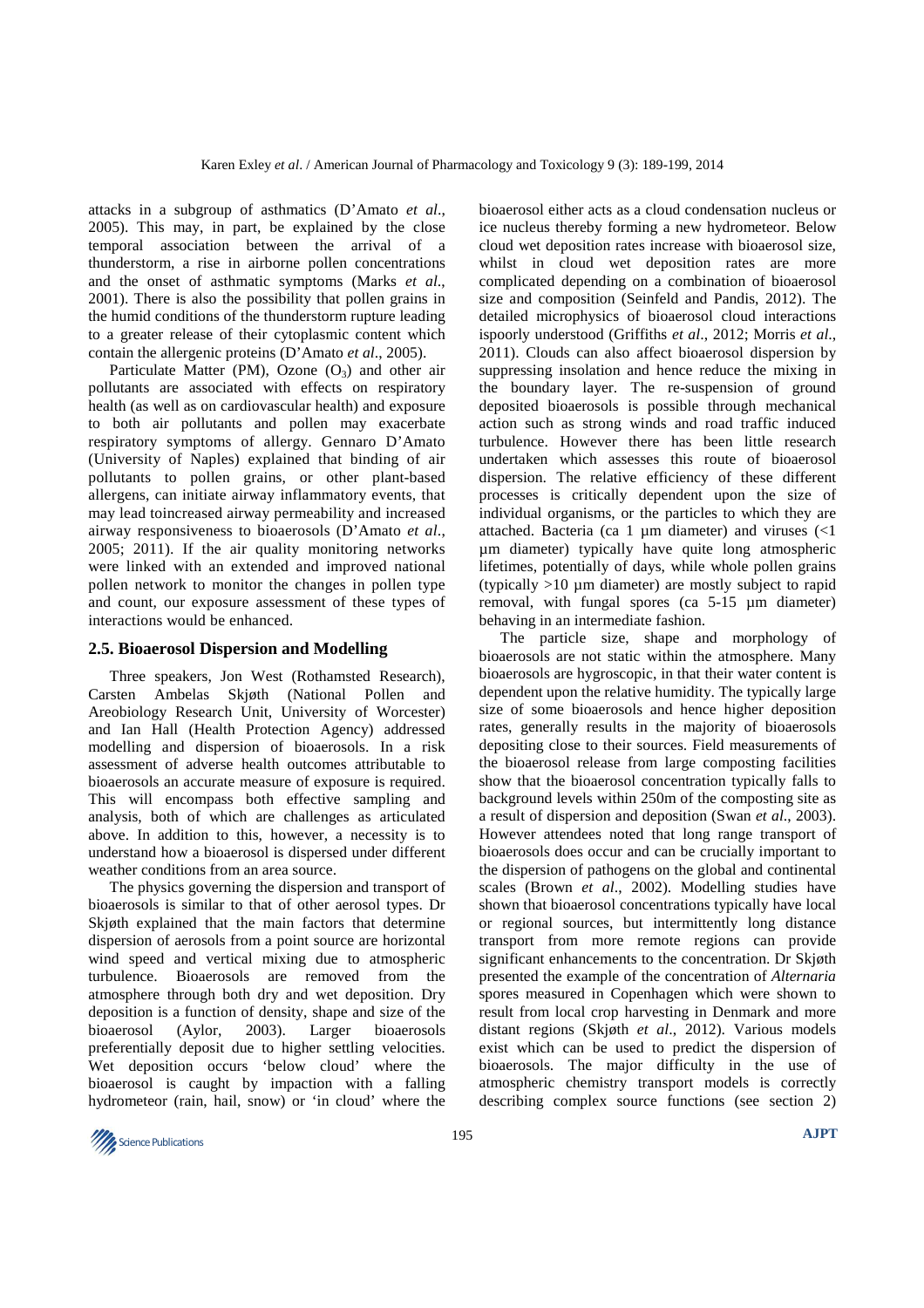attacks in a subgroup of asthmatics (D'Amato *et al*., 2005). This may, in part, be explained by the close temporal association between the arrival of a thunderstorm, a rise in airborne pollen concentrations and the onset of asthmatic symptoms (Marks *et al*., 2001). There is also the possibility that pollen grains in the humid conditions of the thunderstorm rupture leading to a greater release of their cytoplasmic content which contain the allergenic proteins (D'Amato *et al*., 2005).

Particulate Matter (PM), Ozone ($O_3$) and other air pollutants are associated with effects on respiratory health (as well as on cardiovascular health) and exposure to both air pollutants and pollen may exacerbate respiratory symptoms of allergy. Gennaro D'Amato (University of Naples) explained that binding of air pollutants to pollen grains, or other plant-based allergens, can initiate airway inflammatory events, that may lead toincreased airway permeability and increased airway responsiveness to bioaerosols (D'Amato *et al*., 2005; 2011). If the air quality monitoring networks were linked with an extended and improved national pollen network to monitor the changes in pollen type and count, our exposure assessment of these types of interactions would be enhanced.

## 2.5. Bioaerosol Dispersion and Modelling

Three speakers, Jon West (Rothamsted Research), Carsten Ambelas Skjøth (National Pollen and Areobiology Research Unit, University of Worcester) and Ian Hall (Health Protection Agency) addressed modelling and dispersion of bioaerosols. In a risk assessment of adverse health outcomes attributable to bioaerosols an accurate measure of exposure is required. This will encompass both effective sampling and analysis, both of which are challenges as articulated above. In addition to this, however, a necessity is to understand how a bioaerosol is dispersed under different weather conditions from an area source.

The physics governing the dispersion and transport of bioaerosols is similar to that of other aerosol types. Dr Skjøth explained that the main factors that determine dispersion of aerosols from a point source are horizontal wind speed and vertical mixing due to atmospheric turbulence. Bioaerosols are removed from the atmosphere through both dry and wet deposition. Dry deposition is a function of density, shape and size of the bioaerosol (Aylor, 2003). Larger bioaerosols preferentially deposit due to higher settling velocities. Wet deposition occurs 'below cloud' where the bioaerosol is caught by impaction with a falling hydrometeor (rain, hail, snow) or 'in cloud' where the bioaerosol either acts as a cloud condensation nucleus or ice nucleus thereby forming a new hydrometeor. Below cloud wet deposition rates increase with bioaerosol size, whilst in cloud wet deposition rates are more complicated depending on a combination of bioaerosol size and composition (Seinfeld and Pandis, 2012). The detailed microphysics of bioaerosol cloud interactions ispoorly understood (Griffiths *et al*., 2012; Morris *et al*., 2011). Clouds can also affect bioaerosol dispersion by suppressing insolation and hence reduce the mixing in the boundary layer. The re-suspension of ground deposited bioaerosols is possible through mechanical action such as strong winds and road traffic induced turbulence. However there has been little research undertaken which assesses this route of bioaerosol dispersion. The relative efficiency of these different processes is critically dependent upon the size of individual organisms, or the particles to which they are attached. Bacteria (ca 1 µm diameter) and viruses (<1 µm diameter) typically have quite long atmospheric lifetimes, potentially of days, while whole pollen grains (typically >10 µm diameter) are mostly subject to rapid removal, with fungal spores (ca 5-15 µm diameter) behaving in an intermediate fashion.

The particle size, shape and morphology of bioaerosols are not static within the atmosphere. Many bioaerosols are hygroscopic, in that their water content is dependent upon the relative humidity. The typically large size of some bioaerosols and hence higher deposition rates, generally results in the majority of bioaerosols depositing close to their sources. Field measurements of the bioaerosol release from large composting facilities show that the bioaerosol concentration typically falls to background levels within 250m of the composting site as a result of dispersion and deposition (Swan *et al*., 2003). However attendees noted that long range transport of bioaerosols does occur and can be crucially important to the dispersion of pathogens on the global and continental scales (Brown *et al*., 2002). Modelling studies have shown that bioaerosol concentrations typically have local or regional sources, but intermittently long distance transport from more remote regions can provide significant enhancements to the concentration. Dr Skjøth presented the example of the concentration of *Alternaria* spores measured in Copenhagen which were shown to result from local crop harvesting in Denmark and more distant regions (Skjøth *et al*., 2012). Various models exist which can be used to predict the dispersion of bioaerosols. The major difficulty in the use of atmospheric chemistry transport models is correctly describing complex source functions (see section 2)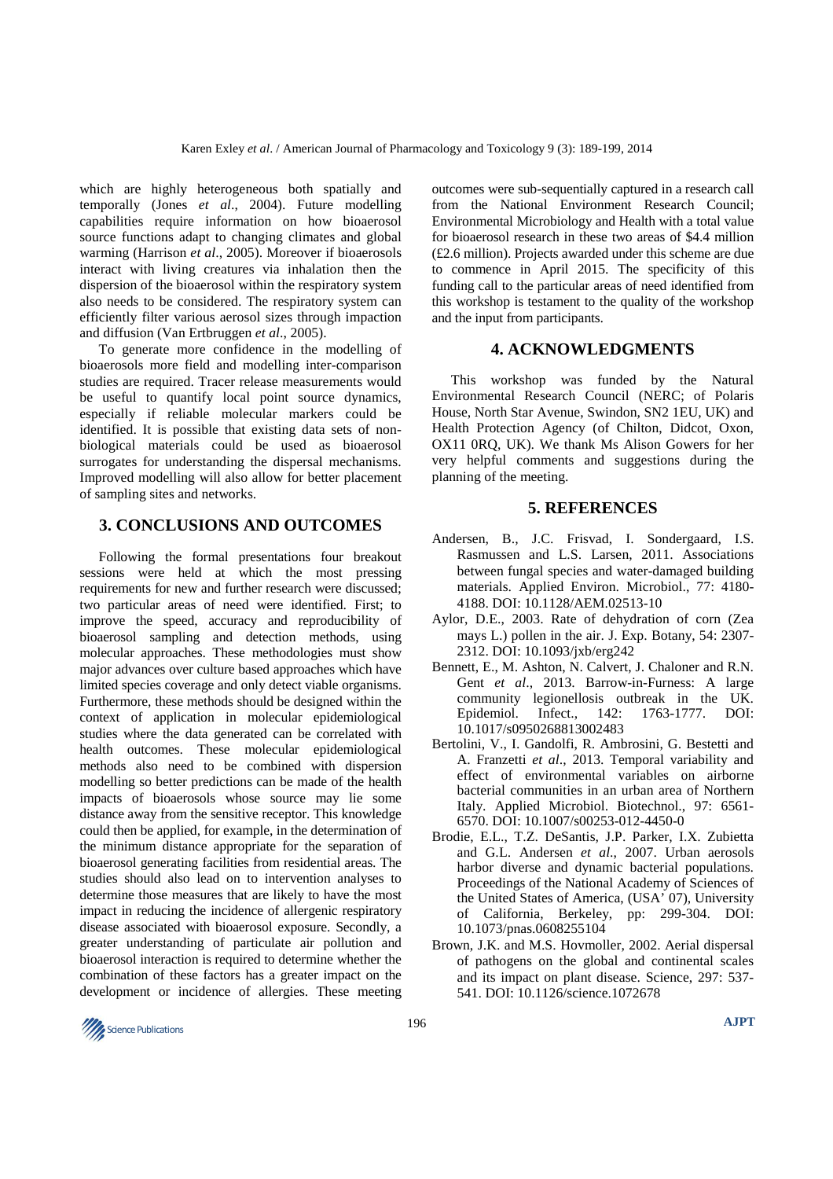which are highly heterogeneous both spatially and temporally (Jones *et al*., 2004). Future modelling capabilities require information on how bioaerosol source functions adapt to changing climates and global warming (Harrison *et al*., 2005). Moreover if bioaerosols interact with living creatures via inhalation then the dispersion of the bioaerosol within the respiratory system also needs to be considered. The respiratory system can efficiently filter various aerosol sizes through impaction and diffusion (Van Ertbruggen *et al*., 2005).

To generate more confidence in the modelling of bioaerosols more field and modelling inter-comparison studies are required. Tracer release measurements would be useful to quantify local point source dynamics, especially if reliable molecular markers could be identified. It is possible that existing data sets of non-biological materials could be used as bioaerosol surrogates for understanding the dispersal mechanisms. Improved modelling will also allow for better placement of sampling sites and networks.

## 3. CONCLUSIONS AND OUTCOMES

Following the formal presentations four breakout sessions were held at which the most pressing requirements for new and further research were discussed; two particular areas of need were identified. First; to improve the speed, accuracy and reproducibility of bioaerosol sampling and detection methods, using molecular approaches. These methodologies must show major advances over culture based approaches which have limited species coverage and only detect viable organisms. Furthermore, these methods should be designed within the context of application in molecular epidemiological studies where the data generated can be correlated with health outcomes. These molecular epidemiological methods also need to be combined with dispersion modelling so better predictions can be made of the health impacts of bioaerosols whose source may lie some distance away from the sensitive receptor. This knowledge could then be applied, for example, in the determination of the minimum distance appropriate for the separation of bioaerosol generating facilities from residential areas. The studies should also lead on to intervention analyses to determine those measures that are likely to have the most impact in reducing the incidence of allergenic respiratory disease associated with bioaerosol exposure. Secondly, a greater understanding of particulate air pollution and bioaerosol interaction is required to determine whether the combination of these factors has a greater impact on the development or incidence of allergies. These meeting outcomes were sub-sequentially captured in a research call from the National Environment Research Council; Environmental Microbiology and Health with a total value for bioaerosol research in these two areas of $4.4 million (£2.6 million). Projects awarded under this scheme are due to commence in April 2015. The specificity of this funding call to the particular areas of need identified from this workshop is testament to the quality of the workshop and the input from participants.

## 4. ACKNOWLEDGMENTS

This workshop was funded by the Natural Environmental Research Council (NERC; of Polaris House, North Star Avenue, Swindon, SN2 1EU, UK) and Health Protection Agency (of Chilton, Didcot, Oxon, OX11 0RQ, UK). We thank Ms Alison Gowers for her very helpful comments and suggestions during the planning of the meeting.

## 5. REFERENCES

Andersen, B., J.C. Frisvad, I. Sondergaard, I.S. Rasmussen and L.S. Larsen, 2011. Associations between fungal species and water-damaged building materials. Applied Environ. Microbiol., 77: 4180-4188. DOI: 10.1128/AEM.02513-10

Aylor, D.E., 2003. Rate of dehydration of corn (Zea mays L.) pollen in the air. J. Exp. Botany, 54: 2307-2312. DOI: 10.1093/jxb/erg242

Bennett, E., M. Ashton, N. Calvert, J. Chaloner and R.N. Gent *et al*., 2013. Barrow-in-Furness: A large community legionellosis outbreak in the UK. Epidemiol. Infect., 142: 1763-1777. DOI: 10.1017/s0950268813002483

Bertolini, V., I. Gandolfi, R. Ambrosini, G. Bestetti and A. Franzetti *et al*., 2013. Temporal variability and effect of environmental variables on airborne bacterial communities in an urban area of Northern Italy. Applied Microbiol. Biotechnol., 97: 6561-6570. DOI: 10.1007/s00253-012-4450-0

Brodie, E.L., T.Z. DeSantis, J.P. Parker, I.X. Zubietta and G.L. Andersen *et al*., 2007. Urban aerosols harbor diverse and dynamic bacterial populations. Proceedings of the National Academy of Sciences of the United States of America, (USA' 07), University of California, Berkeley, pp: 299-304. DOI: 10.1073/pnas.0608255104

Brown, J.K. and M.S. Hovmoller, 2002. Aerial dispersal of pathogens on the global and continental scales and its impact on plant disease. Science, 297: 537-541. DOI: 10.1126/science.1072678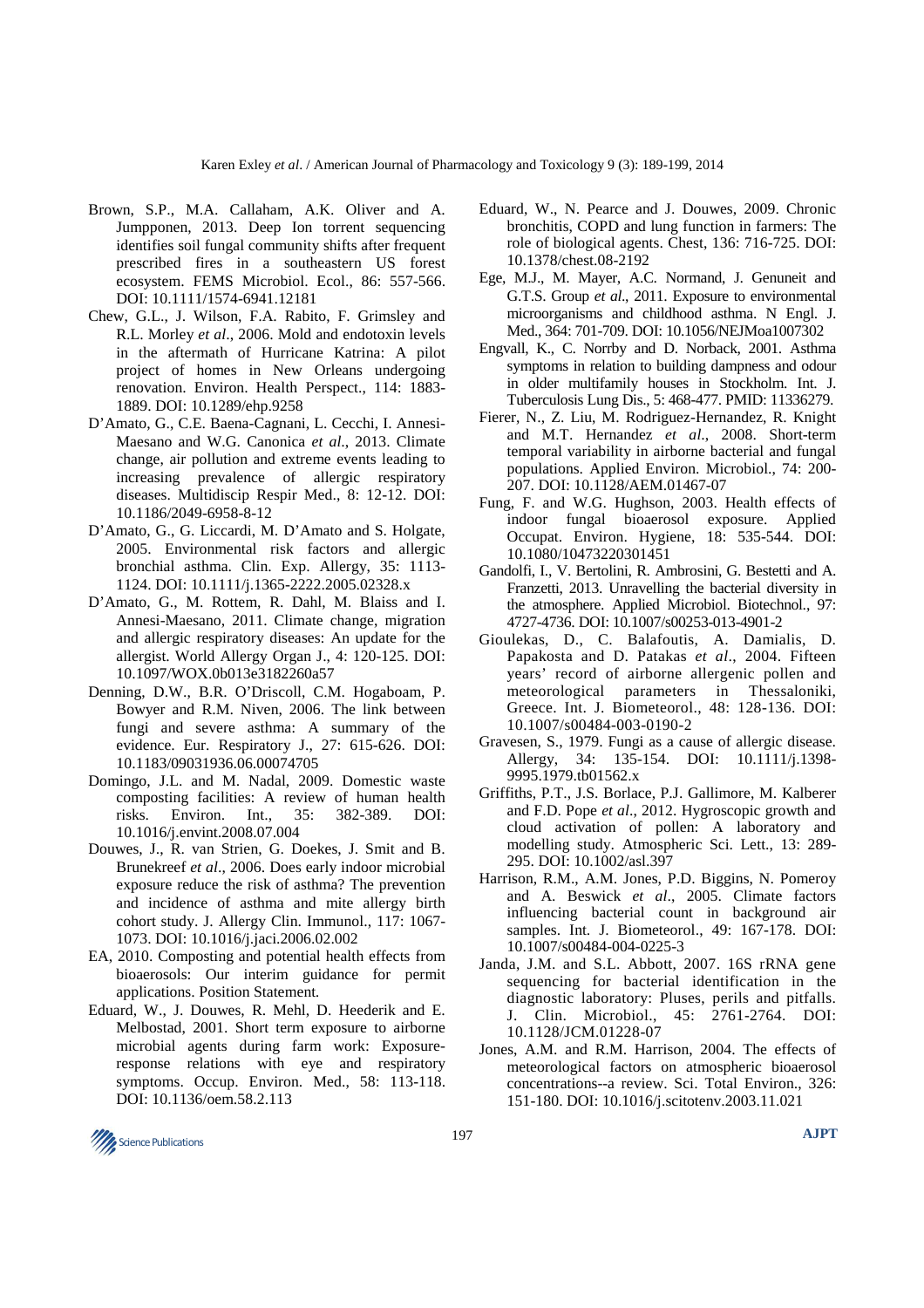Brown, S.P., M.A. Callaham, A.K. Oliver and A. Jumpponen, 2013. Deep Ion torrent sequencing identifies soil fungal community shifts after frequent prescribed fires in a southeastern US forest ecosystem. FEMS Microbiol. Ecol., 86: 557-566. DOI: 10.1111/1574-6941.12181

Chew, G.L., J. Wilson, F.A. Rabito, F. Grimsley and R.L. Morley *et al*., 2006. Mold and endotoxin levels in the aftermath of Hurricane Katrina: A pilot project of homes in New Orleans undergoing renovation. Environ. Health Perspect., 114: 1883-1889. DOI: 10.1289/ehp.9258

D'Amato, G., C.E. Baena-Cagnani, L. Cecchi, I. Annesi-Maesano and W.G. Canonica *et al*., 2013. Climate change, air pollution and extreme events leading to increasing prevalence of allergic respiratory diseases. Multidiscip Respir Med., 8: 12-12. DOI: 10.1186/2049-6958-8-12

D'Amato, G., G. Liccardi, M. D'Amato and S. Holgate, 2005. Environmental risk factors and allergic bronchial asthma. Clin. Exp. Allergy, 35: 1113-1124. DOI: 10.1111/j.1365-2222.2005.02328.x

D'Amato, G., M. Rottem, R. Dahl, M. Blaiss and I. Annesi-Maesano, 2011. Climate change, migration and allergic respiratory diseases: An update for the allergist. World Allergy Organ J., 4: 120-125. DOI: 10.1097/WOX.0b013e3182260a57

Denning, D.W., B.R. O'Driscoll, C.M. Hogaboam, P. Bowyer and R.M. Niven, 2006. The link between fungi and severe asthma: A summary of the evidence. Eur. Respiratory J., 27: 615-626. DOI: 10.1183/09031936.06.00074705

Domingo, J.L. and M. Nadal, 2009. Domestic waste composting facilities: A review of human health risks. Environ. Int., 35: 382-389. DOI: 10.1016/j.envint.2008.07.004

Douwes, J., R. van Strien, G. Doekes, J. Smit and B. Brunekreef *et al*., 2006. Does early indoor microbial exposure reduce the risk of asthma? The prevention and incidence of asthma and mite allergy birth cohort study. J. Allergy Clin. Immunol., 117: 1067-1073. DOI: 10.1016/j.jaci.2006.02.002

EA, 2010. Composting and potential health effects from bioaerosols: Our interim guidance for permit applications. Position Statement.

Eduard, W., J. Douwes, R. Mehl, D. Heederik and E. Melbostad, 2001. Short term exposure to airborne microbial agents during farm work: Exposure-response relations with eye and respiratory symptoms. Occup. Environ. Med., 58: 113-118. DOI: 10.1136/oem.58.2.113

Eduard, W., N. Pearce and J. Douwes, 2009. Chronic bronchitis, COPD and lung function in farmers: The role of biological agents. Chest, 136: 716-725. DOI: 10.1378/chest.08-2192

Ege, M.J., M. Mayer, A.C. Normand, J. Genuneit and G.T.S. Group *et al*., 2011. Exposure to environmental microorganisms and childhood asthma. N Engl. J. Med., 364: 701-709. DOI: 10.1056/NEJMoa1007302

Engvall, K., C. Norrby and D. Norback, 2001. Asthma symptoms in relation to building dampness and odour in older multifamily houses in Stockholm. Int. J. Tuberculosis Lung Dis., 5: 468-477. PMID: 11336279.

Fierer, N., Z. Liu, M. Rodriguez-Hernandez, R. Knight and M.T. Hernandez *et al*., 2008. Short-term temporal variability in airborne bacterial and fungal populations. Applied Environ. Microbiol., 74: 200-207. DOI: 10.1128/AEM.01467-07

Fung, F. and W.G. Hughson, 2003. Health effects of indoor fungal bioaerosol exposure. Applied Occupat. Environ. Hygiene, 18: 535-544. DOI: 10.1080/10473220301451

Gandolfi, I., V. Bertolini, R. Ambrosini, G. Bestetti and A. Franzetti, 2013. Unravelling the bacterial diversity in the atmosphere. Applied Microbiol. Biotechnol., 97: 4727-4736. DOI: 10.1007/s00253-013-4901-2

Gioulekas, D., C. Balafoutis, A. Damialis, D. Papakosta and D. Patakas *et al*., 2004. Fifteen years' record of airborne allergenic pollen and meteorological parameters in Thessaloniki, Greece. Int. J. Biometeorol., 48: 128-136. DOI: 10.1007/s00484-003-0190-2

Gravesen, S., 1979. Fungi as a cause of allergic disease. Allergy, 34: 135-154. DOI: 10.1111/j.1398-9995.1979.tb01562.x

Griffiths, P.T., J.S. Borlace, P.J. Gallimore, M. Kalberer and F.D. Pope *et al*., 2012. Hygroscopic growth and cloud activation of pollen: A laboratory and modelling study. Atmospheric Sci. Lett., 13: 289-295. DOI: 10.1002/asl.397

Harrison, R.M., A.M. Jones, P.D. Biggins, N. Pomeroy and A. Beswick *et al*., 2005. Climate factors influencing bacterial count in background air samples. Int. J. Biometeorol., 49: 167-178. DOI: 10.1007/s00484-004-0225-3

Janda, J.M. and S.L. Abbott, 2007. 16S rRNA gene sequencing for bacterial identification in the diagnostic laboratory: Pluses, perils and pitfalls. J. Clin. Microbiol., 45: 2761-2764. DOI: 10.1128/JCM.01228-07

Jones, A.M. and R.M. Harrison, 2004. The effects of meteorological factors on atmospheric bioaerosol concentrations--a review. Sci. Total Environ., 326: 151-180. DOI: 10.1016/j.scitotenv.2003.11.021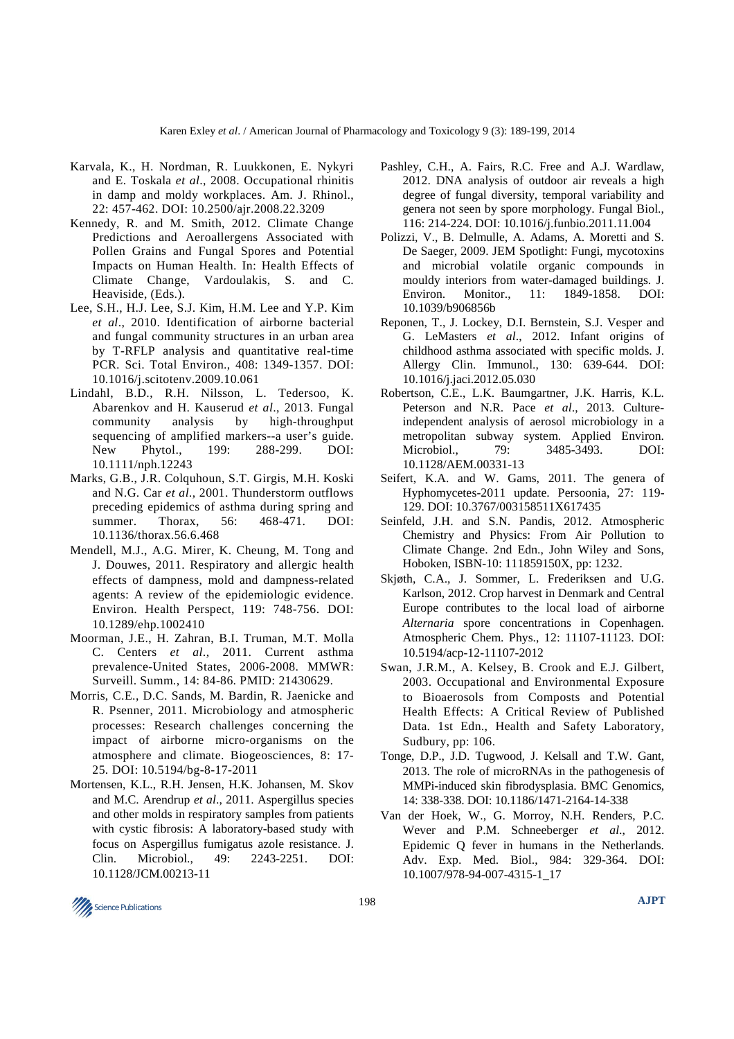Karvala, K., H. Nordman, R. Luukkonen, E. Nykyri and E. Toskala *et al*., 2008. Occupational rhinitis in damp and moldy workplaces. Am. J. Rhinol., 22: 457-462. DOI: 10.2500/ajr.2008.22.3209

Kennedy, R. and M. Smith, 2012. Climate Change Predictions and Aeroallergens Associated with Pollen Grains and Fungal Spores and Potential Impacts on Human Health. In: Health Effects of Climate Change, Vardoulakis, S. and C. Heaviside, (Eds.).

Lee, S.H., H.J. Lee, S.J. Kim, H.M. Lee and Y.P. Kim *et al*., 2010. Identification of airborne bacterial and fungal community structures in an urban area by T-RFLP analysis and quantitative real-time PCR. Sci. Total Environ., 408: 1349-1357. DOI: 10.1016/j.scitotenv.2009.10.061

Lindahl, B.D., R.H. Nilsson, L. Tedersoo, K. Abarenkov and H. Kauserud *et al*., 2013. Fungal community analysis by high-throughput sequencing of amplified markers--a user's guide. New Phytol., 199: 288-299. DOI: 10.1111/nph.12243

Marks, G.B., J.R. Colquhoun, S.T. Girgis, M.H. Koski and N.G. Car *et al*., 2001. Thunderstorm outflows preceding epidemics of asthma during spring and summer. Thorax, 56: 468-471. DOI: 10.1136/thorax.56.6.468

Mendell, M.J., A.G. Mirer, K. Cheung, M. Tong and J. Douwes, 2011. Respiratory and allergic health effects of dampness, mold and dampness-related agents: A review of the epidemiologic evidence. Environ. Health Perspect, 119: 748-756. DOI: 10.1289/ehp.1002410

Moorman, J.E., H. Zahran, B.I. Truman, M.T. Molla C. Centers *et al*., 2011. Current asthma prevalence-United States, 2006-2008. MMWR: Surveill. Summ., 14: 84-86. PMID: 21430629.

Morris, C.E., D.C. Sands, M. Bardin, R. Jaenicke and R. Psenner, 2011. Microbiology and atmospheric processes: Research challenges concerning the impact of airborne micro-organisms on the atmosphere and climate. Biogeosciences, 8: 17-25. DOI: 10.5194/bg-8-17-2011

Mortensen, K.L., R.H. Jensen, H.K. Johansen, M. Skov and M.C. Arendrup *et al*., 2011. Aspergillus species and other molds in respiratory samples from patients with cystic fibrosis: A laboratory-based study with focus on Aspergillus fumigatus azole resistance. J. Clin. Microbiol., 49: 2243-2251. DOI: 10.1128/JCM.00213-11

Pashley, C.H., A. Fairs, R.C. Free and A.J. Wardlaw, 2012. DNA analysis of outdoor air reveals a high degree of fungal diversity, temporal variability and genera not seen by spore morphology. Fungal Biol., 116: 214-224. DOI: 10.1016/j.funbio.2011.11.004

Polizzi, V., B. Delmulle, A. Adams, A. Moretti and S. De Saeger, 2009. JEM Spotlight: Fungi, mycotoxins and microbial volatile organic compounds in mouldy interiors from water-damaged buildings. J. Environ. Monitor., 11: 1849-1858. DOI: 10.1039/b906856b

Reponen, T., J. Lockey, D.I. Bernstein, S.J. Vesper and G. LeMasters *et al*., 2012. Infant origins of childhood asthma associated with specific molds. J. Allergy Clin. Immunol., 130: 639-644. DOI: 10.1016/j.jaci.2012.05.030

Robertson, C.E., L.K. Baumgartner, J.K. Harris, K.L. Peterson and N.R. Pace *et al*., 2013. Culture-independent analysis of aerosol microbiology in a metropolitan subway system. Applied Environ. Microbiol., 79: 3485-3493. DOI: 10.1128/AEM.00331-13

Seifert, K.A. and W. Gams, 2011. The genera of Hyphomycetes-2011 update. Persoonia, 27: 119-129. DOI: 10.3767/003158511X617435

Seinfeld, J.H. and S.N. Pandis, 2012. Atmospheric Chemistry and Physics: From Air Pollution to Climate Change. 2nd Edn., John Wiley and Sons, Hoboken, ISBN-10: 111859150X, pp: 1232.

Skjøth, C.A., J. Sommer, L. Frederiksen and U.G. Karlson, 2012. Crop harvest in Denmark and Central Europe contributes to the local load of airborne *Alternaria* spore concentrations in Copenhagen. Atmospheric Chem. Phys., 12: 11107-11123. DOI: 10.5194/acp-12-11107-2012

Swan, J.R.M., A. Kelsey, B. Crook and E.J. Gilbert, 2003. Occupational and Environmental Exposure to Bioaerosols from Composts and Potential Health Effects: A Critical Review of Published Data. 1st Edn., Health and Safety Laboratory, Sudbury, pp: 106.

Tonge, D.P., J.D. Tugwood, J. Kelsall and T.W. Gant, 2013. The role of microRNAs in the pathogenesis of MMPi-induced skin fibrodysplasia. BMC Genomics, 14: 338-338. DOI: 10.1186/1471-2164-14-338

Van der Hoek, W., G. Morroy, N.H. Renders, P.C. Wever and P.M. Schneeberger *et al*., 2012. Epidemic Q fever in humans in the Netherlands. Adv. Exp. Med. Biol., 984: 329-364. DOI: 10.1007/978-94-007-4315-1_17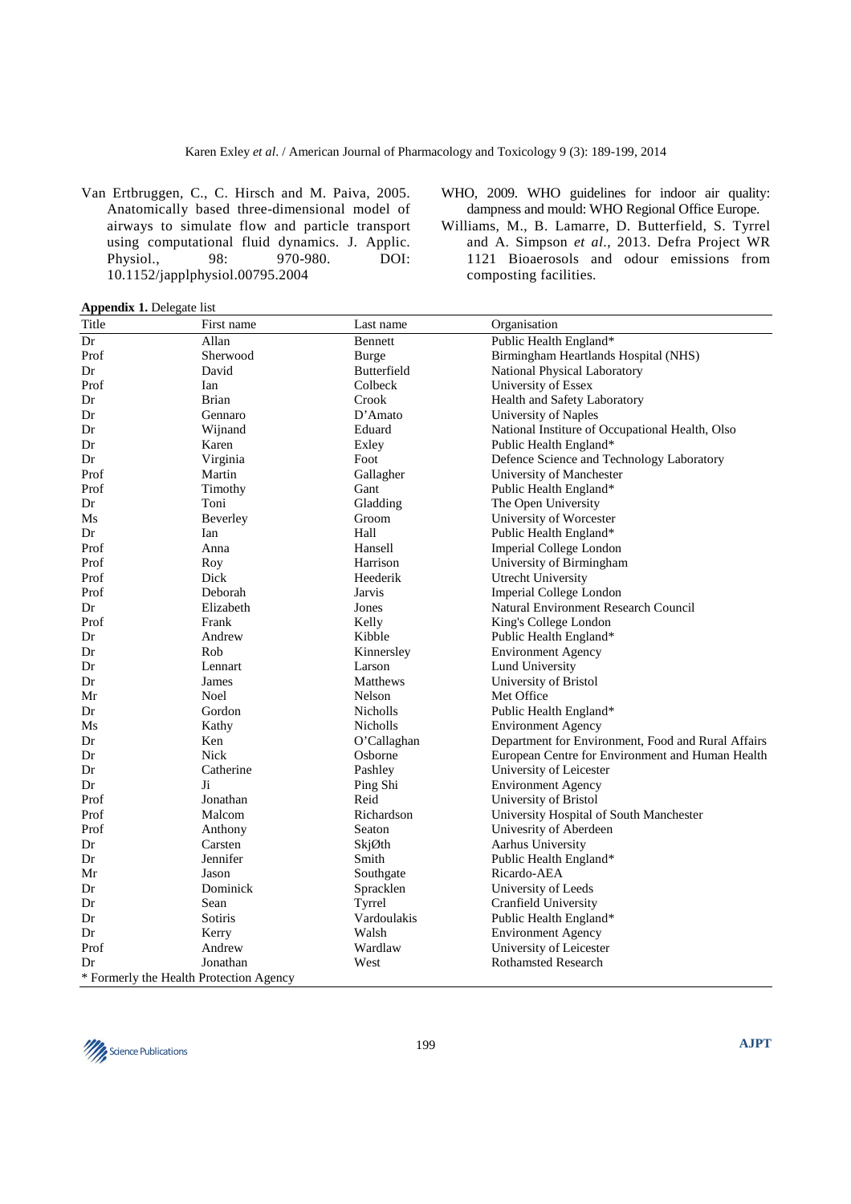Van Ertbruggen, C., C. Hirsch and M. Paiva, 2005. Anatomically based three-dimensional model of airways to simulate flow and particle transport using computational fluid dynamics. J. Applic. Physiol., 98: 970-980. DOI: 10.1152/japplphysiol.00795.2004

WHO, 2009. WHO guidelines for indoor air quality: dampness and mould: WHO Regional Office Europe.

Williams, M., B. Lamarre, D. Butterfield, S. Tyrrel and A. Simpson *et al*., 2013. Defra Project WR 1121 Bioaerosols and odour emissions from composting facilities.

**Appendix 1.** Delegate list

| Title | First name | Last name | Organisation |
|---|---|---|---|
| Dr | Allan | Bennett | Public Health England* |
| Prof | Sherwood | Burge | Birmingham Heartlands Hospital (NHS) |
| Dr | David | Butterfield | National Physical Laboratory |
| Prof | Ian | Colbeck | University of Essex |
| Dr | Brian | Crook | Health and Safety Laboratory |
| Dr | Gennaro | D'Amato | University of Naples |
| Dr | Wijnand | Eduard | National Institute of Occupational Health, Olso |
| Dr | Karen | Exley | Public Health England* |
| Dr | Virginia | Foot | Defence Science and Technology Laboratory |
| Prof | Martin | Gallagher | University of Manchester |
| Prof | Timothy | Gant | Public Health England* |
| Dr | Toni | Gladding | The Open University |
| Ms | Beverley | Groom | University of Worcester |
| Dr | Ian | Hall | Public Health England* |
| Prof | Anna | Hansell | Imperial College London |
| Prof | Roy | Harrison | University of Birmingham |
| Prof | Dick | Heederik | Utrecht University |
| Prof | Deborah | Jarvis | Imperial College London |
| Dr | Elizabeth | Jones | Natural Environment Research Council |
| Prof | Frank | Kelly | King's College London |
| Dr | Andrew | Kibble | Public Health England* |
| Dr | Rob | Kinnersley | Environment Agency |
| Dr | Lennart | Larson | Lund University |
| Dr | James | Matthews | University of Bristol |
| Mr | Noel | Nelson | Met Office |
| Dr | Gordon | Nicholls | Public Health England* |
| Ms | Kathy | Nicholls | Environment Agency |
| Dr | Ken | O'Callaghan | Department for Environment, Food and Rural Affairs |
| Dr | Nick | Osborne | European Centre for Environment and Human Health |
| Dr | Catherine | Pashley | University of Leicester |
| Dr | Ji | Ping Shi | Environment Agency |
| Prof | Jonathan | Reid | University of Bristol |
| Prof | Malcom | Richardson | University Hospital of South Manchester |
| Prof | Anthony | Seaton | Univesrity of Aberdeen |
| Dr | Carsten | SkjØth | Aarhus University |
| Dr | Jennifer | Smith | Public Health England* |
| Mr | Jason | Southgate | Ricardo-AEA |
| Dr | Dominick | Spracklen | University of Leeds |
| Dr | Sean | Tyrrel | Cranfield University |
| Dr | Sotiris | Vardoulakis | Public Health England* |
| Dr | Kerry | Walsh | Environment Agency |
| Prof | Andrew | Wardlaw | University of Leicester |
| Dr | Jonathan | West | Rothamsted Research |

\* Formerly the Health Protection Agency